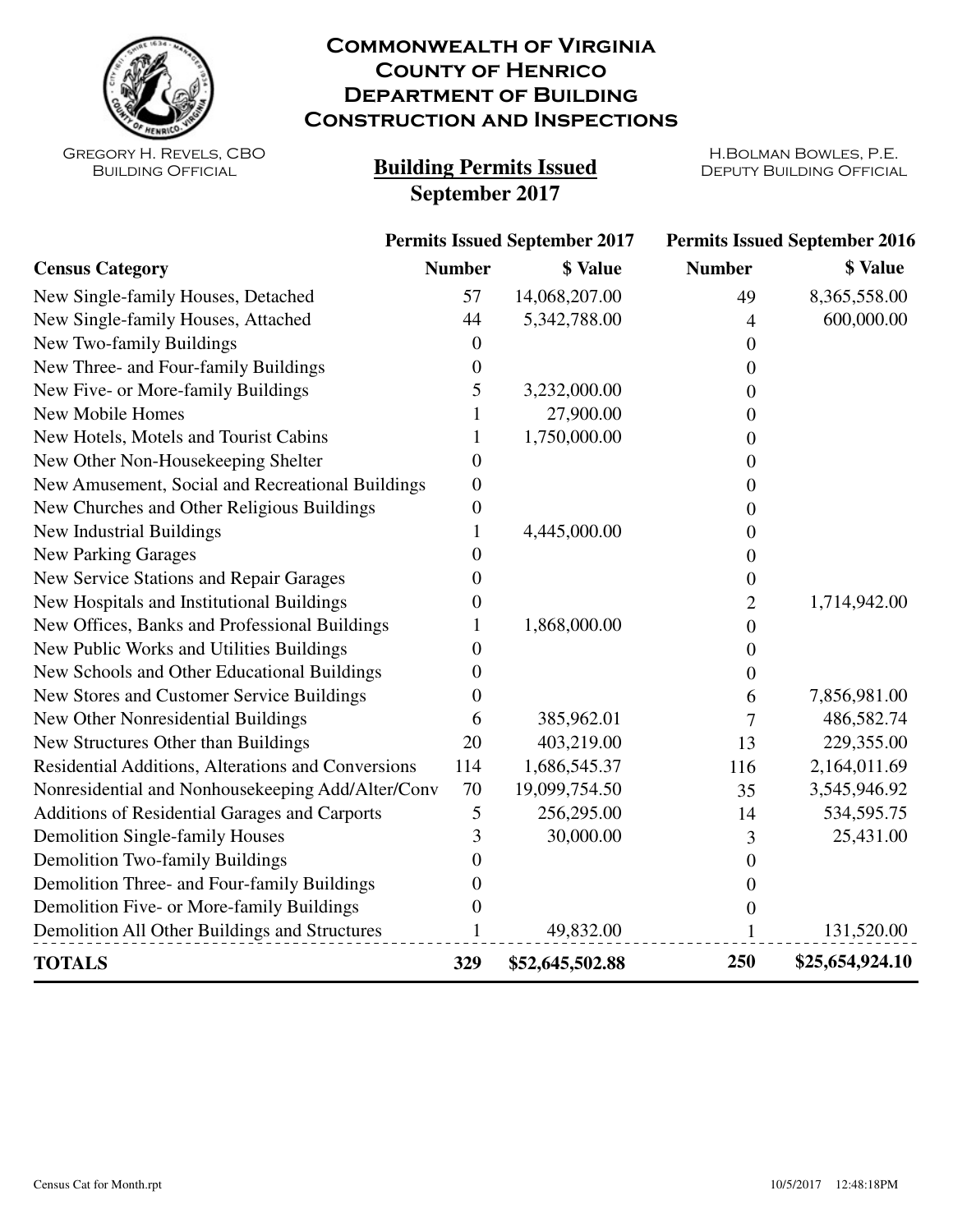# Commonwealth of Virginia
# County of Henrico
# Department of Building Construction and Inspections

Gregory H. Revels, CBO
Building Official

H.Bolman Bowles, P.E.
Deputy Building Official

## Building Permits Issued
## September 2017

| Census Category | Permits Issued September 2017 | | Permits Issued September 2016 | |
|---|---|---|---|---|
| | Number | $ Value | Number | $ Value |
| New Single-family Houses, Detached | 57 | 14,068,207.00 | 49 | 8,365,558.00 |
| New Single-family Houses, Attached | 44 | 5,342,788.00 | 4 | 600,000.00 |
| New Two-family Buildings | 0 | | 0 | |
| New Three- and Four-family Buildings | 0 | | 0 | |
| New Five- or More-family Buildings | 5 | 3,232,000.00 | 0 | |
| New Mobile Homes | 1 | 27,900.00 | 0 | |
| New Hotels, Motels and Tourist Cabins | 1 | 1,750,000.00 | 0 | |
| New Other Non-Housekeeping Shelter | 0 | | 0 | |
| New Amusement, Social and Recreational Buildings | 0 | | 0 | |
| New Churches and Other Religious Buildings | 0 | | 0 | |
| New Industrial Buildings | 1 | 4,445,000.00 | 0 | |
| New Parking Garages | 0 | | 0 | |
| New Service Stations and Repair Garages | 0 | | 0 | |
| New Hospitals and Institutional Buildings | 0 | | 2 | 1,714,942.00 |
| New Offices, Banks and Professional Buildings | 1 | 1,868,000.00 | 0 | |
| New Public Works and Utilities Buildings | 0 | | 0 | |
| New Schools and Other Educational Buildings | 0 | | 0 | |
| New Stores and Customer Service Buildings | 0 | | 6 | 7,856,981.00 |
| New Other Nonresidential Buildings | 6 | 385,962.01 | 7 | 486,582.74 |
| New Structures Other than Buildings | 20 | 403,219.00 | 13 | 229,355.00 |
| Residential Additions, Alterations and Conversions | 114 | 1,686,545.37 | 116 | 2,164,011.69 |
| Nonresidential and Nonhousekeeping Add/Alter/Conv | 70 | 19,099,754.50 | 35 | 3,545,946.92 |
| Additions of Residential Garages and Carports | 5 | 256,295.00 | 14 | 534,595.75 |
| Demolition Single-family Houses | 3 | 30,000.00 | 3 | 25,431.00 |
| Demolition Two-family Buildings | 0 | | 0 | |
| Demolition Three- and Four-family Buildings | 0 | | 0 | |
| Demolition Five- or More-family Buildings | 0 | | 0 | |
| Demolition All Other Buildings and Structures | 1 | 49,832.00 | 1 | 131,520.00 |
| **TOTALS** | **329** | **$52,645,502.88** | **250** | **$25,654,924.10** |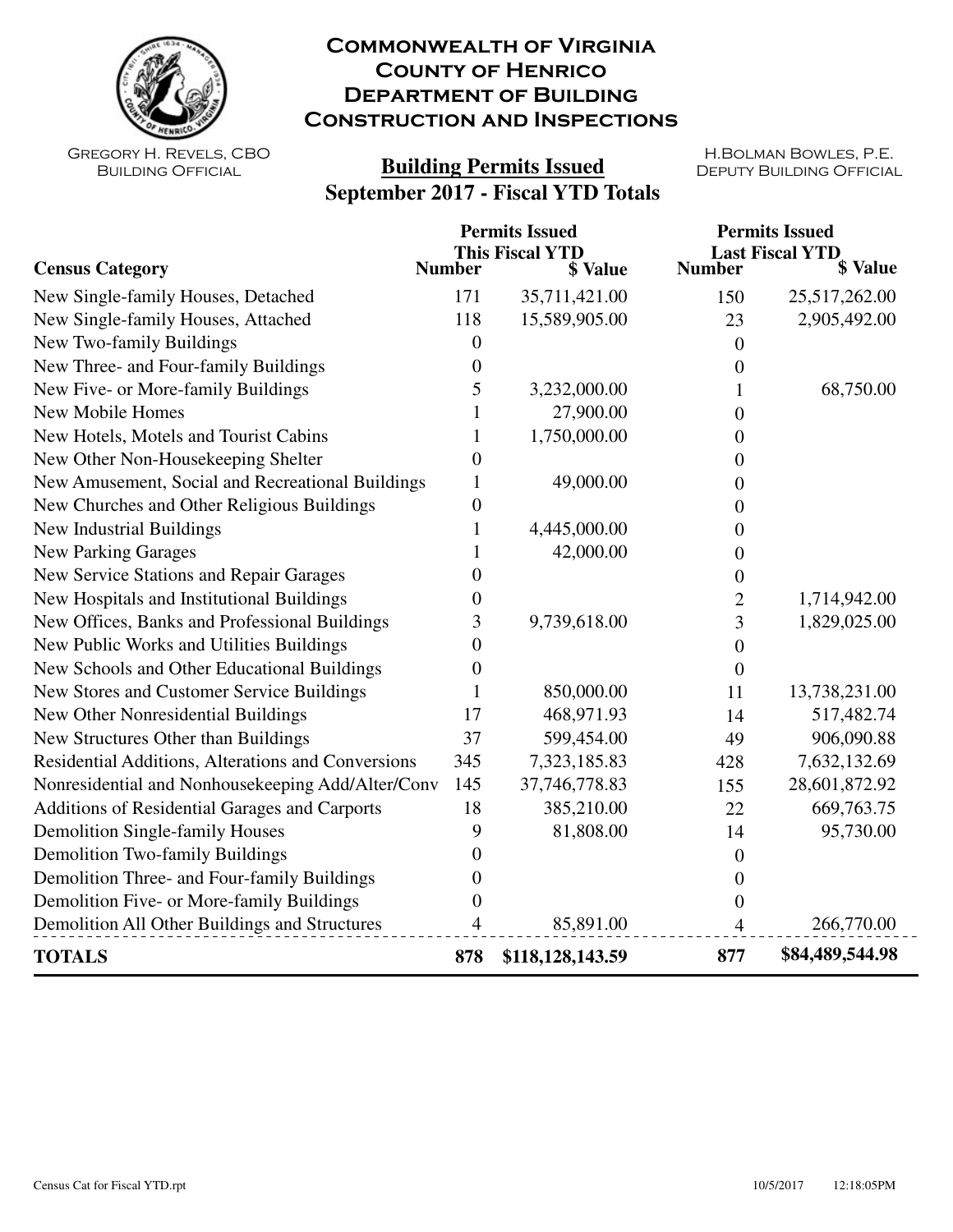**Commonwealth of Virginia**
**County of Henrico**
**Department of Building Construction and Inspections**

Gregory H. Revels, CBO
Building Official

H.Bolman Bowles, P.E.
Deputy Building Official

## Building Permits Issued
## September 2017 - Fiscal YTD Totals

| Census Category | Permits Issued This Fiscal YTD Number | Permits Issued This Fiscal YTD $ Value | Permits Issued Last Fiscal YTD Number | Permits Issued Last Fiscal YTD $ Value |
|---|---|---|---|---|
| New Single-family Houses, Detached | 171 | 35,711,421.00 | 150 | 25,517,262.00 |
| New Single-family Houses, Attached | 118 | 15,589,905.00 | 23 | 2,905,492.00 |
| New Two-family Buildings | 0 | | 0 | |
| New Three- and Four-family Buildings | 0 | | 0 | |
| New Five- or More-family Buildings | 5 | 3,232,000.00 | 1 | 68,750.00 |
| New Mobile Homes | 1 | 27,900.00 | 0 | |
| New Hotels, Motels and Tourist Cabins | 1 | 1,750,000.00 | 0 | |
| New Other Non-Housekeeping Shelter | 0 | | 0 | |
| New Amusement, Social and Recreational Buildings | 1 | 49,000.00 | 0 | |
| New Churches and Other Religious Buildings | 0 | | 0 | |
| New Industrial Buildings | 1 | 4,445,000.00 | 0 | |
| New Parking Garages | 1 | 42,000.00 | 0 | |
| New Service Stations and Repair Garages | 0 | | 0 | |
| New Hospitals and Institutional Buildings | 0 | | 2 | 1,714,942.00 |
| New Offices, Banks and Professional Buildings | 3 | 9,739,618.00 | 3 | 1,829,025.00 |
| New Public Works and Utilities Buildings | 0 | | 0 | |
| New Schools and Other Educational Buildings | 0 | | 0 | |
| New Stores and Customer Service Buildings | 1 | 850,000.00 | 11 | 13,738,231.00 |
| New Other Nonresidential Buildings | 17 | 468,971.93 | 14 | 517,482.74 |
| New Structures Other than Buildings | 37 | 599,454.00 | 49 | 906,090.88 |
| Residential Additions, Alterations and Conversions | 345 | 7,323,185.83 | 428 | 7,632,132.69 |
| Nonresidential and Nonhousekeeping Add/Alter/Conv | 145 | 37,746,778.83 | 155 | 28,601,872.92 |
| Additions of Residential Garages and Carports | 18 | 385,210.00 | 22 | 669,763.75 |
| Demolition Single-family Houses | 9 | 81,808.00 | 14 | 95,730.00 |
| Demolition Two-family Buildings | 0 | | 0 | |
| Demolition Three- and Four-family Buildings | 0 | | 0 | |
| Demolition Five- or More-family Buildings | 0 | | 0 | |
| Demolition All Other Buildings and Structures | 4 | 85,891.00 | 4 | 266,770.00 |
| **TOTALS** | **878** | **$118,128,143.59** | **877** | **$84,489,544.98** |

Census Cat for Fiscal YTD.rpt 10/5/2017 12:18:05PM